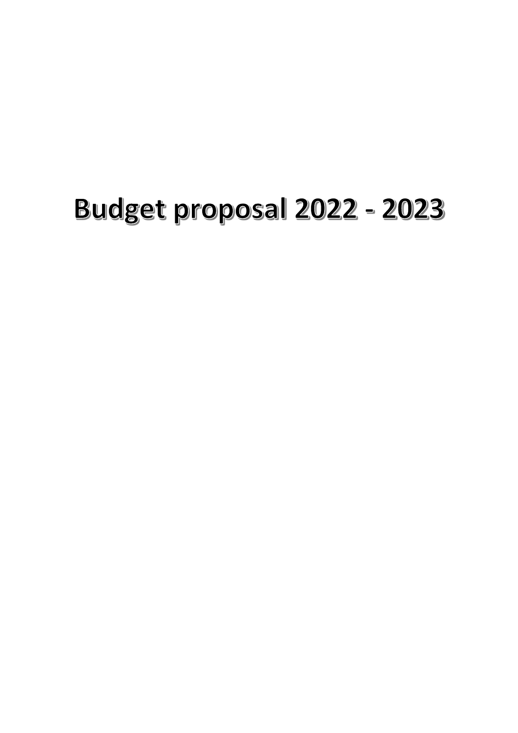# Budget proposal 2022 - 2023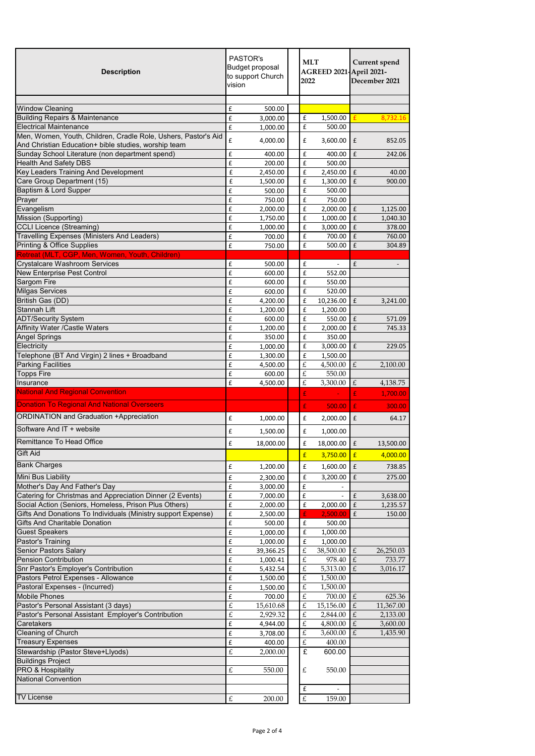| Description | PASTOR's Budget proposal to support Church vision | MLT AGREED 2021-2022 | Current spend April 2021-December 2021 |
|---|---|---|---|
| Window Cleaning | £ 500.00 | | |
| Building Repairs & Maintenance | £ 3,000.00 | £ 1,500.00 | £ 8,732.16 |
| Electrical Maintenance | £ 1,000.00 | £ 500.00 | |
| Men, Women, Youth, Children, Cradle Role, Ushers, Pastor's Aid And Christian Education+ bible studies, worship team | £ 4,000.00 | £ 3,600.00 | £ 852.05 |
| Sunday School Literature (non department spend) | £ 400.00 | £ 400.00 | £ 242.06 |
| Health And Safety DBS | £ 200.00 | £ 500.00 | |
| Key Leaders Training And Development | £ 2,450.00 | £ 2,450.00 | £ 40.00 |
| Care Group Department (15) | £ 1,500.00 | £ 1,300.00 | £ 900.00 |
| Baptism & Lord Supper | £ 500.00 | £ 500.00 | |
| Prayer | £ 750.00 | £ 750.00 | |
| Evangelism | £ 2,000.00 | £ 2,000.00 | £ 1,125.00 |
| Mission (Supporting) | £ 1,750.00 | £ 1,000.00 | £ 1,040.30 |
| CCLI Licence (Streaming) | £ 1,000.00 | £ 3,000.00 | £ 378.00 |
| Travelling Expenses (Ministers And Leaders) | £ 700.00 | £ 700.00 | £ 760.00 |
| Printing & Office Supplies | £ 750.00 | £ 500.00 | £ 304.89 |
| Retreat (MLT, CGP, Men, Women, Youth, Children) | | | |
| Crystalcare Washroom Services | £ 500.00 | £ - | £ - |
| New Enterprise Pest Control | £ 600.00 | £ 552.00 | |
| Sargom Fire | £ 600.00 | £ 550.00 | |
| Milgas Services | £ 600.00 | £ 520.00 | |
| British Gas (DD) | £ 4,200.00 | £ 10,236.00 | £ 3,241.00 |
| Stannah Lift | £ 1,200.00 | £ 1,200.00 | |
| ADT/Security System | £ 600.00 | £ 550.00 | £ 571.09 |
| Affinity Water /Castle Waters | £ 1,200.00 | £ 2,000.00 | £ 745.33 |
| Angel Springs | £ 350.00 | £ 350.00 | |
| Electricity | £ 1,000.00 | £ 3,000.00 | £ 229.05 |
| Telephone (BT And Virgin) 2 lines + Broadband | £ 1,300.00 | £ 1,500.00 | |
| Parking Facilities | £ 4,500.00 | £ 4,500.00 | £ 2,100.00 |
| Topps Fire | £ 600.00 | £ 550.00 | |
| Insurance | £ 4,500.00 | £ 3,300.00 | £ 4,138.75 |
| National And Regional Convention | | £ - | £ 1,700.00 |
| Donation To Regional And National Overseers | | £ 500.00 | £ 300.00 |
| ORDINATION and Graduation +Appreciation | £ 1,000.00 | £ 2,000.00 | £ 64.17 |
| Software And IT + website | £ 1,500.00 | £ 1,000.00 | |
| Remittance To Head Office | £ 18,000.00 | £ 18,000.00 | £ 13,500.00 |
| Gift Aid | | £ 3,750.00 | £ 4,000.00 |
| Bank Charges | £ 1,200.00 | £ 1,600.00 | £ 738.85 |
| Mini Bus Liability | £ 2,300.00 | £ 3,200.00 | £ 275.00 |
| Mother's Day And Father's Day | £ 3,000.00 | £ - | |
| Catering for Christmas and Appreciation Dinner (2 Events) | £ 7,000.00 | £ - | £ 3,638.00 |
| Social Action (Seniors, Homeless, Prison Plus Others) | £ 2,000.00 | £ 2,000.00 | £ 1,235.57 |
| Gifts And Donations To Individuals (Ministry support Expense) | £ 2,500.00 | £ 2,500.00 | £ 150.00 |
| Gifts And Charitable Donation | £ 500.00 | £ 500.00 | |
| Guest Speakers | £ 1,000.00 | £ 1,000.00 | |
| Pastor's Training | £ 1,000.00 | £ 1,000.00 | |
| Senior Pastors Salary | £ 39,366.25 | £ 38,500.00 | £ 26,250.03 |
| Pension Contribution | £ 1,000.41 | £ 978.40 | £ 733.77 |
| Snr Pastor's Employer's Contribution | £ 5,432.54 | £ 5,313.00 | £ 3,016.17 |
| Pastors Petrol Expenses - Allowance | £ 1,500.00 | £ 1,500.00 | |
| Pastoral Expenses - (Incurred) | £ 1,500.00 | £ 1,500.00 | |
| Mobile Phones | £ 700.00 | £ 700.00 | £ 625.36 |
| Pastor's Personal Assistant (3 days) | £ 15,610.68 | £ 15,156.00 | £ 11,367.00 |
| Pastor's Personal Assistant Employer's Contribution | £ 2,929.32 | £ 2,844.00 | £ 2,133.00 |
| Caretakers | £ 4,944.00 | £ 4,800.00 | £ 3,600.00 |
| Cleaning of Church | £ 3,708.00 | £ 3,600.00 | £ 1,435.90 |
| Treasury Expenses | £ 400.00 | £ 400.00 | |
| Stewardship (Pastor Steve+Llyods) | £ 2,000.00 | £ 600.00 | |
| Buildings Project | | | |
| PRO & Hospitality | £ 550.00 | £ 550.00 | |
| National Convention | | | |
| | | £ - | |
| TV License | £ 200.00 | £ 159.00 | |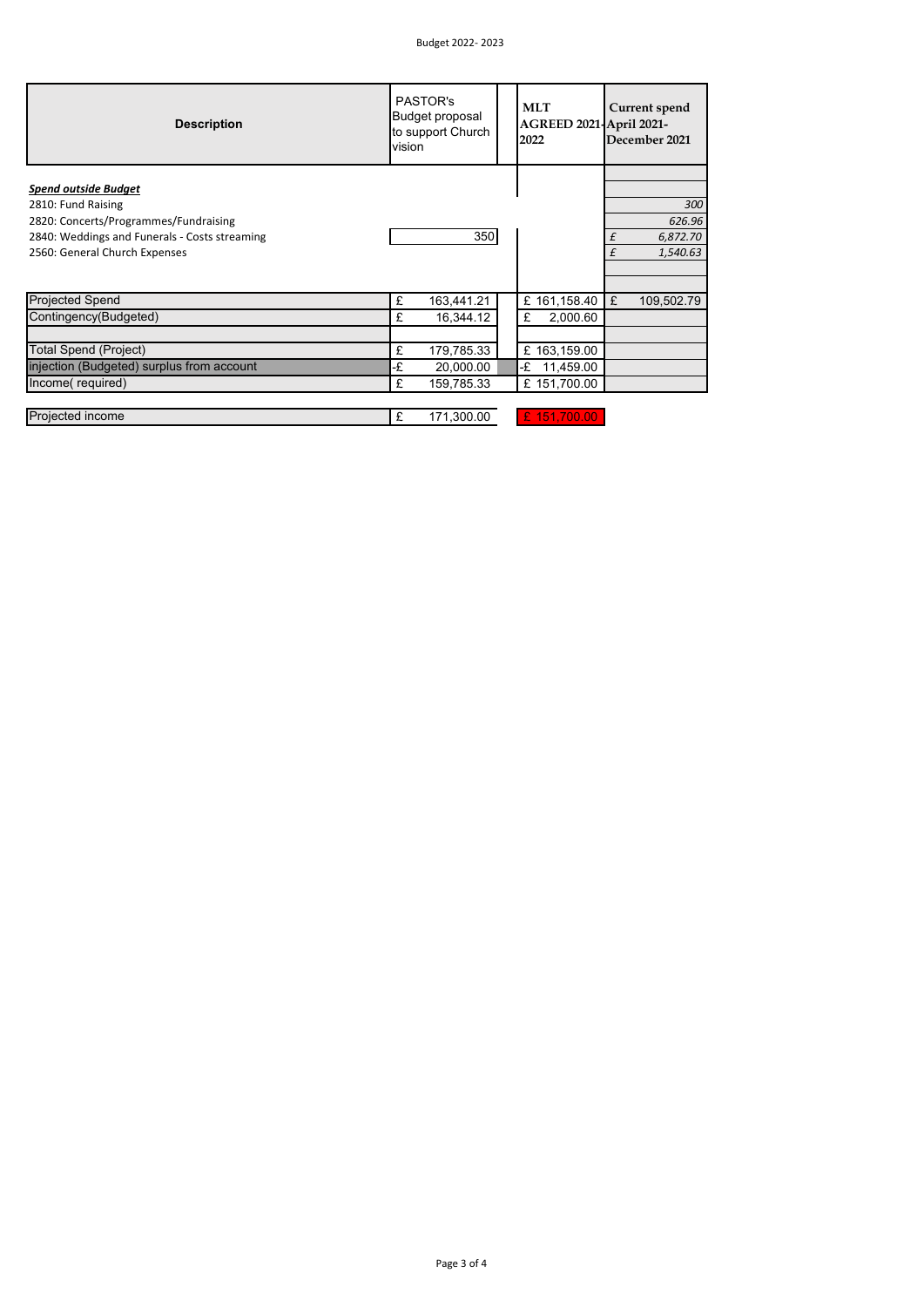Budget 2022- 2023

| Description | PASTOR's Budget proposal to support Church vision | MLT AGREED 2021-2022 | Current spend April 2021-December 2021 |
|---|---|---|---|
| ***Spend outside Budget*** | | | |
| 2810: Fund Raising | | | *300* |
| 2820: Concerts/Programmes/Fundraising | | | *626.96* |
| 2840: Weddings and Funerals - Costs streaming | 350 | | *£ 6,872.70* |
| 2560: General Church Expenses | | | *£ 1,540.63* |
| | | | |
| Projected Spend | £ 163,441.21 | £ 161,158.40 | £ 109,502.79 |
| Contingency(Budgeted) | £ 16,344.12 | £ 2,000.60 | |
| | | | |
| Total Spend (Project) | £ 179,785.33 | £ 163,159.00 | |
| injection (Budgeted) surplus from account | -£ 20,000.00 | -£ 11,459.00 | |
| Income( required) | £ 159,785.33 | £ 151,700.00 | |
| | | | |
| Projected income | £ 171,300.00 | £ 151,700.00 | |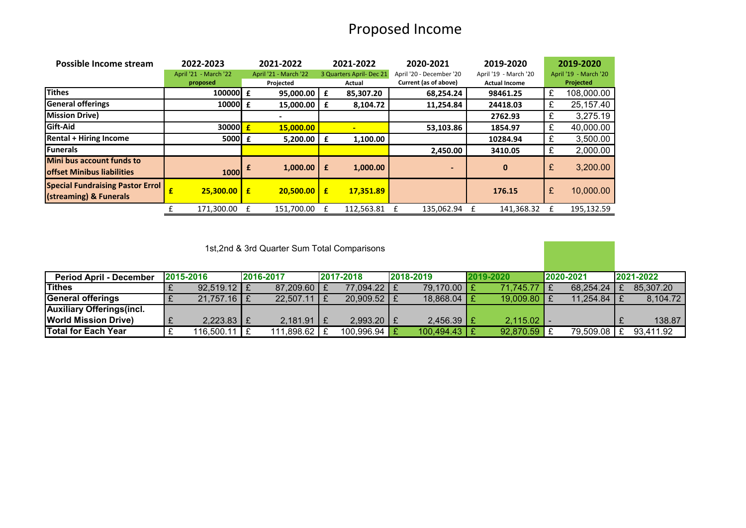# Proposed Income

| Possible Income stream | 2022-2023 | 2021-2022 | 2021-2022 | 2020-2021 | 2019-2020 | 2019-2020 |
|---|---|---|---|---|---|---|
| | April '21 - March '22 proposed | April '21 - March '22 Projected | 3 Quarters April- Dec 21 Actual | April '20 - December '20 Current (as of above) | April '19 - March '20 Actual Income | April '19 - March '20 Projected |
| **Tithes** | 100000 | £ 95,000.00 | £ 85,307.20 | 68,254.24 | 98461.25 | £ 108,000.00 |
| **General offerings** | 10000 | £ 15,000.00 | £ 8,104.72 | 11,254.84 | 24418.03 | £ 25,157.40 |
| **Mission Drive)** | | - | | | 2762.93 | £ 3,275.19 |
| **Gift-Aid** | 30000 | £ 15,000.00 | - | 53,103.86 | 1854.97 | £ 40,000.00 |
| **Rental + Hiring Income** | 5000 | £ 5,200.00 | £ 1,100.00 | | 10284.94 | £ 3,500.00 |
| **Funerals** | | | | 2,450.00 | 3410.05 | £ 2,000.00 |
| **Mini bus account funds to offset Minibus liabilities** | 1000 | £ 1,000.00 | £ 1,000.00 | - | 0 | £ 3,200.00 |
| **Special Fundraising Pastor Errol (streaming) & Funerals** | £ 25,300.00 | £ 20,500.00 | £ 17,351.89 | | 176.15 | £ 10,000.00 |
| | £ 171,300.00 | £ 151,700.00 | £ 112,563.81 | £ 135,062.94 | £ 141,368.32 | £ 195,132.59 |

1st,2nd & 3rd Quarter Sum Total Comparisons

| Period April - December | 2015-2016 | 2016-2017 | 2017-2018 | 2018-2019 | 2019-2020 | 2020-2021 | 2021-2022 |
|---|---|---|---|---|---|---|---|
| **Tithes** | £ 92,519.12 | £ 87,209.60 | £ 77,094.22 | £ 79,170.00 | £ 71,745.77 | £ 68,254.24 | £ 85,307.20 |
| **General offerings** | £ 21,757.16 | £ 22,507.11 | £ 20,909.52 | £ 18,868.04 | £ 19,009.80 | £ 11,254.84 | £ 8,104.72 |
| **Auxiliary Offerings(incl. World Mission Drive)** | £ 2,223.83 | £ 2,181.91 | £ 2,993.20 | £ 2,456.39 | £ 2,115.02 | - | £ 138.87 |
| **Total for Each Year** | £ 116,500.11 | £ 111,898.62 | £ 100,996.94 | £ 100,494.43 | £ 92,870.59 | £ 79,509.08 | £ 93,411.92 |